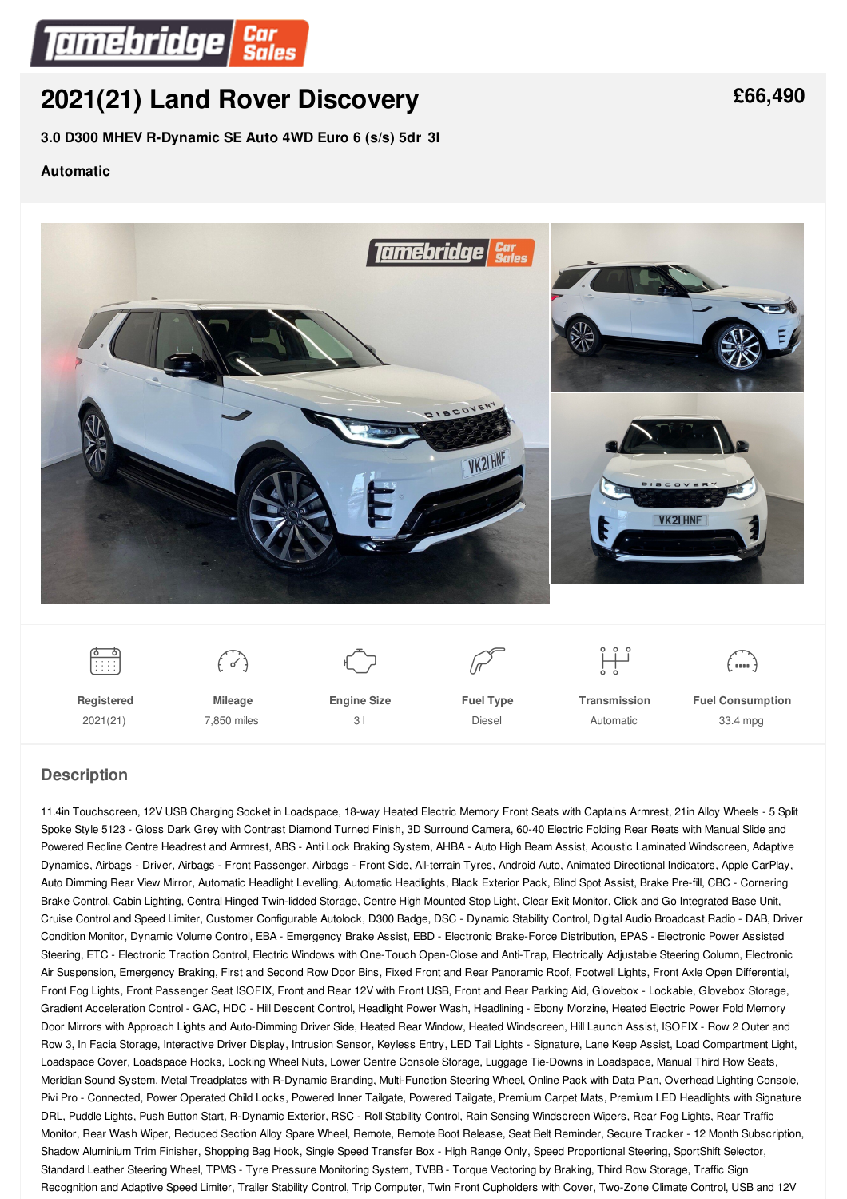# 2021(21) Land Rover Discovery

**£66,490**

**3.0 D300 MHEV R-Dynamic SE Auto 4WD Euro 6 (s/s) 5dr 3l**

**Automatic**

| Registered | Mileage | Engine Size | Fuel Type | Transmission | Fuel Consumption |
|---|---|---|---|---|---|
| 2021(21) | 7,850 miles | 3 l | Diesel | Automatic | 33.4 mpg |

## Description

11.4in Touchscreen, 12V USB Charging Socket in Loadspace, 18-way Heated Electric Memory Front Seats with Captains Armrest, 21in Alloy Wheels - 5 Split Spoke Style 5123 - Gloss Dark Grey with Contrast Diamond Turned Finish, 3D Surround Camera, 60-40 Electric Folding Rear Reats with Manual Slide and Powered Recline Centre Headrest and Armrest, ABS - Anti Lock Braking System, AHBA - Auto High Beam Assist, Acoustic Laminated Windscreen, Adaptive Dynamics, Airbags - Driver, Airbags - Front Passenger, Airbags - Front Side, All-terrain Tyres, Android Auto, Animated Directional Indicators, Apple CarPlay, Auto Dimming Rear View Mirror, Automatic Headlight Levelling, Automatic Headlights, Black Exterior Pack, Blind Spot Assist, Brake Pre-fill, CBC - Cornering Brake Control, Cabin Lighting, Central Hinged Twin-lidded Storage, Centre High Mounted Stop Light, Clear Exit Monitor, Click and Go Integrated Base Unit, Cruise Control and Speed Limiter, Customer Configurable Autolock, D300 Badge, DSC - Dynamic Stability Control, Digital Audio Broadcast Radio - DAB, Driver Condition Monitor, Dynamic Volume Control, EBA - Emergency Brake Assist, EBD - Electronic Brake-Force Distribution, EPAS - Electronic Power Assisted Steering, ETC - Electronic Traction Control, Electric Windows with One-Touch Open-Close and Anti-Trap, Electrically Adjustable Steering Column, Electronic Air Suspension, Emergency Braking, First and Second Row Door Bins, Fixed Front and Rear Panoramic Roof, Footwell Lights, Front Axle Open Differential, Front Fog Lights, Front Passenger Seat ISOFIX, Front and Rear 12V with Front USB, Front and Rear Parking Aid, Glovebox - Lockable, Glovebox Storage, Gradient Acceleration Control - GAC, HDC - Hill Descent Control, Headlight Power Wash, Headlining - Ebony Morzine, Heated Electric Power Fold Memory Door Mirrors with Approach Lights and Auto-Dimming Driver Side, Heated Rear Window, Heated Windscreen, Hill Launch Assist, ISOFIX - Row 2 Outer and Row 3, In Facia Storage, Interactive Driver Display, Intrusion Sensor, Keyless Entry, LED Tail Lights - Signature, Lane Keep Assist, Load Compartment Light, Loadspace Cover, Loadspace Hooks, Locking Wheel Nuts, Lower Centre Console Storage, Luggage Tie-Downs in Loadspace, Manual Third Row Seats, Meridian Sound System, Metal Treadplates with R-Dynamic Branding, Multi-Function Steering Wheel, Online Pack with Data Plan, Overhead Lighting Console, Pivi Pro - Connected, Power Operated Child Locks, Powered Inner Tailgate, Powered Tailgate, Premium Carpet Mats, Premium LED Headlights with Signature DRL, Puddle Lights, Push Button Start, R-Dynamic Exterior, RSC - Roll Stability Control, Rain Sensing Windscreen Wipers, Rear Fog Lights, Rear Traffic Monitor, Rear Wash Wiper, Reduced Section Alloy Spare Wheel, Remote, Remote Boot Release, Seat Belt Reminder, Secure Tracker - 12 Month Subscription, Shadow Aluminium Trim Finisher, Shopping Bag Hook, Single Speed Transfer Box - High Range Only, Speed Proportional Steering, SportShift Selector, Standard Leather Steering Wheel, TPMS - Tyre Pressure Monitoring System, TVBB - Torque Vectoring by Braking, Third Row Storage, Traffic Sign Recognition and Adaptive Speed Limiter, Trailer Stability Control, Trip Computer, Twin Front Cupholders with Cover, Two-Zone Climate Control, USB and 12V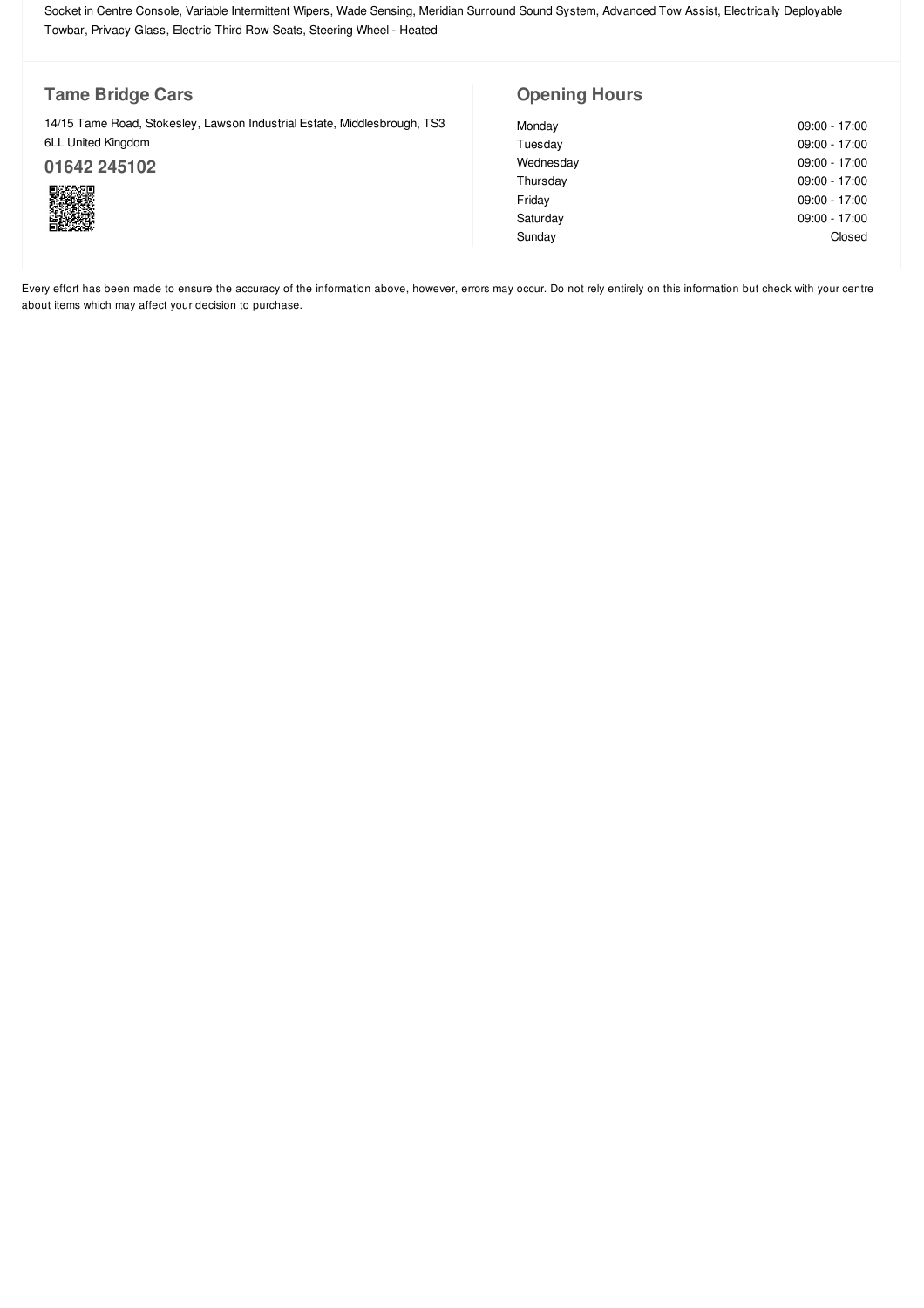Socket in Centre Console, Variable Intermittent Wipers, Wade Sensing, Meridian Surround Sound System, Advanced Tow Assist, Electrically Deployable Towbar, Privacy Glass, Electric Third Row Seats, Steering Wheel - Heated

## Tame Bridge Cars

14/15 Tame Road, Stokesley, Lawson Industrial Estate, Middlesbrough, TS3 6LL United Kingdom

### 01642 245102

## Opening Hours

| | |
|---|---|
| Monday | 09:00 - 17:00 |
| Tuesday | 09:00 - 17:00 |
| Wednesday | 09:00 - 17:00 |
| Thursday | 09:00 - 17:00 |
| Friday | 09:00 - 17:00 |
| Saturday | 09:00 - 17:00 |
| Sunday | Closed |

Every effort has been made to ensure the accuracy of the information above, however, errors may occur. Do not rely entirely on this information but check with your centre about items which may affect your decision to purchase.